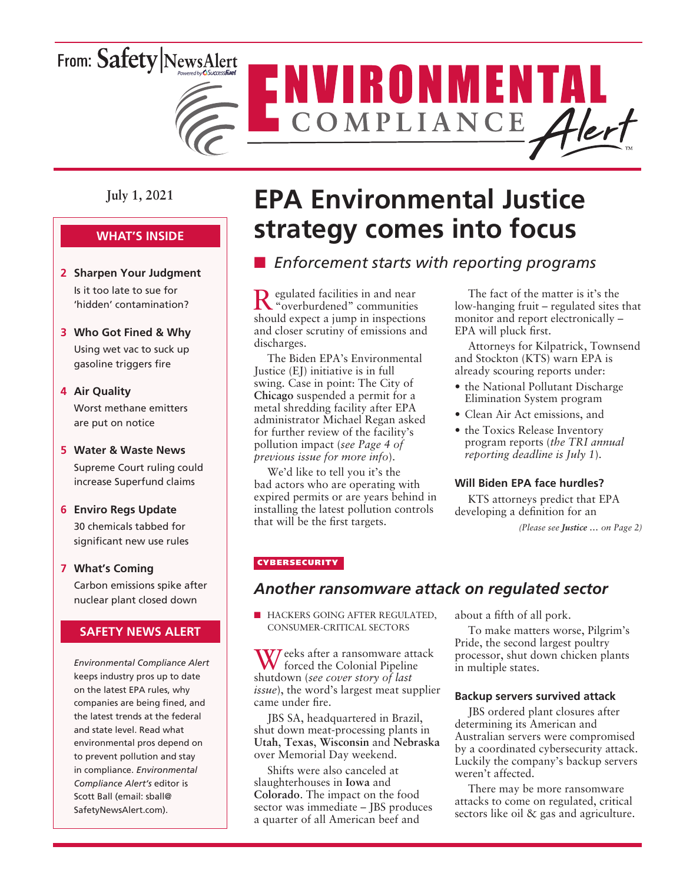From: Safety|NewsAlert

# ENVIRONMENTAL COMPLIANCE Alert

July 1, 2021

**WHAT'S INSIDE**

- **2 Sharpen Your Judgment** Is it too late to sue for 'hidden' contamination?
- **3 Who Got Fined & Why** Using wet vac to suck up gasoline triggers fire
- **4 Air Quality** Worst methane emitters are put on notice
- **5 Water & Waste News** Supreme Court ruling could increase Superfund claims
- **6 Enviro Regs Update** 30 chemicals tabbed for significant new use rules
- **7 What's Coming** Carbon emissions spike after nuclear plant closed down

**SAFETY NEWS ALERT**

*Environmental Compliance Alert* keeps industry pros up to date on the latest EPA rules, why companies are being fined, and the latest trends at the federal and state level. Read what environmental pros depend on to prevent pollution and stay in compliance. *Environmental Compliance Alert's* editor is Scott Ball (email: sball@SafetyNewsAlert.com).

# EPA Environmental Justice strategy comes into focus

## *Enforcement starts with reporting programs*

Regulated facilities in and near "overburdened" communities should expect a jump in inspections and closer scrutiny of emissions and discharges.

The Biden EPA's Environmental Justice (EJ) initiative is in full swing. Case in point: The City of **Chicago** suspended a permit for a metal shredding facility after EPA administrator Michael Regan asked for further review of the facility's pollution impact (*see Page 4 of previous issue for more info*).

We'd like to tell you it's the bad actors who are operating with expired permits or are years behind in installing the latest pollution controls that will be the first targets.

The fact of the matter is it's the low-hanging fruit – regulated sites that monitor and report electronically – EPA will pluck first.

Attorneys for Kilpatrick, Townsend and Stockton (KTS) warn EPA is already scouring reports under:

- the National Pollutant Discharge Elimination System program
- Clean Air Act emissions, and
- the Toxics Release Inventory program reports (*the TRI annual reporting deadline is July 1*).

### Will Biden EPA face hurdles?

KTS attorneys predict that EPA developing a definition for an

*(Please see **Justice …** on Page 2)*

CYBERSECURITY

## *Another ransomware attack on regulated sector*

HACKERS GOING AFTER REGULATED, CONSUMER-CRITICAL SECTORS

Weeks after a ransomware attack forced the Colonial Pipeline shutdown (*see cover story of last issue*), the word's largest meat supplier came under fire.

JBS SA, headquartered in Brazil, shut down meat-processing plants in **Utah**, **Texas**, **Wisconsin** and **Nebraska** over Memorial Day weekend.

Shifts were also canceled at slaughterhouses in **Iowa** and **Colorado**. The impact on the food sector was immediate – JBS produces a quarter of all American beef and about a fifth of all pork.

To make matters worse, Pilgrim's Pride, the second largest poultry processor, shut down chicken plants in multiple states.

### Backup servers survived attack

JBS ordered plant closures after determining its American and Australian servers were compromised by a coordinated cybersecurity attack. Luckily the company's backup servers weren't affected.

There may be more ransomware attacks to come on regulated, critical sectors like oil & gas and agriculture.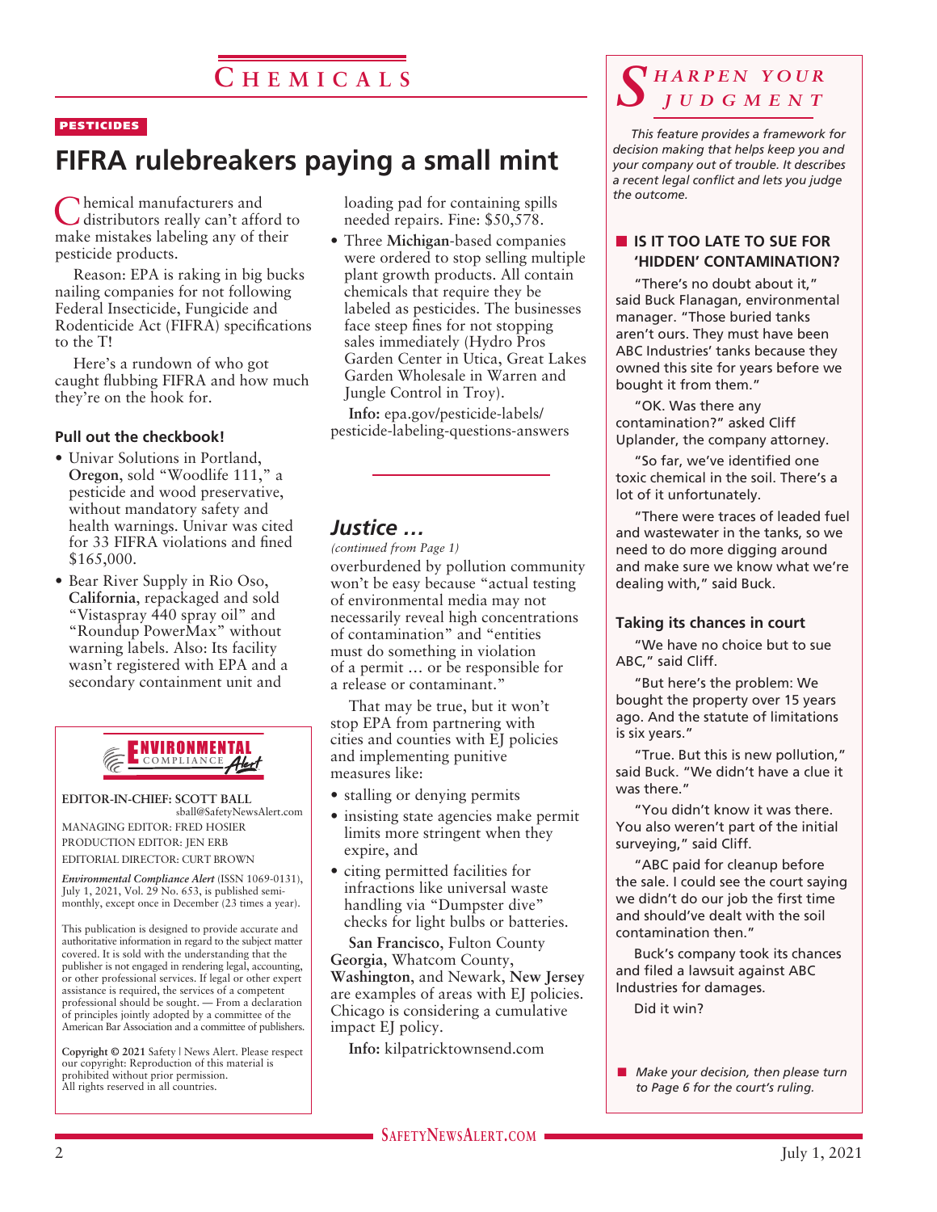# CHEMICALS

PESTICIDES

## FIFRA rulebreakers paying a small mint

Chemical manufacturers and distributors really can't afford to make mistakes labeling any of their pesticide products.

Reason: EPA is raking in big bucks nailing companies for not following Federal Insecticide, Fungicide and Rodenticide Act (FIFRA) specifications to the T!

Here's a rundown of who got caught flubbing FIFRA and how much they're on the hook for.

### Pull out the checkbook!

- Univar Solutions in Portland, **Oregon**, sold "Woodlife 111," a pesticide and wood preservative, without mandatory safety and health warnings. Univar was cited for 33 FIFRA violations and fined $165,000.
- Bear River Supply in Rio Oso, **California**, repackaged and sold "Vistaspray 440 spray oil" and "Roundup PowerMax" without warning labels. Also: Its facility wasn't registered with EPA and a secondary containment unit and loading pad for containing spills needed repairs. Fine: $50,578.
- Three **Michigan**-based companies were ordered to stop selling multiple plant growth products. All contain chemicals that require they be labeled as pesticides. The businesses face steep fines for not stopping sales immediately (Hydro Pros Garden Center in Utica, Great Lakes Garden Wholesale in Warren and Jungle Control in Troy).

**Info:** epa.gov/pesticide-labels/pesticide-labeling-questions-answers

## Justice …

*(continued from Page 1)*

overburdened by pollution community won't be easy because "actual testing of environmental media may not necessarily reveal high concentrations of contamination" and "entities must do something in violation of a permit … or be responsible for a release or contaminant."

That may be true, but it won't stop EPA from partnering with cities and counties with EJ policies and implementing punitive measures like:

- stalling or denying permits
- insisting state agencies make permit limits more stringent when they expire, and
- citing permitted facilities for infractions like universal waste handling via "Dumpster dive" checks for light bulbs or batteries.

**San Francisco**, Fulton County **Georgia**, Whatcom County, **Washington**, and Newark, **New Jersey** are examples of areas with EJ policies. Chicago is considering a cumulative impact EJ policy.

**Info:** kilpatricktownsend.com

---

ENVIRONMENTAL COMPLIANCE Alert

**EDITOR-IN-CHIEF: SCOTT BALL**
sball@SafetyNewsAlert.com
MANAGING EDITOR: FRED HOSIER
PRODUCTION EDITOR: JEN ERB
EDITORIAL DIRECTOR: CURT BROWN

*Environmental Compliance Alert* (ISSN 1069-0131), July 1, 2021, Vol. 29 No. 653, is published semi-monthly, except once in December (23 times a year).

This publication is designed to provide accurate and authoritative information in regard to the subject matter covered. It is sold with the understanding that the publisher is not engaged in rendering legal, accounting, or other professional services. If legal or other expert assistance is required, the services of a competent professional should be sought. — From a declaration of principles jointly adopted by a committee of the American Bar Association and a committee of publishers.

**Copyright © 2021** Safety | News Alert. Please respect our copyright: Reproduction of this material is prohibited without prior permission. All rights reserved in all countries.

---

## SHARPEN YOUR JUDGMENT

*This feature provides a framework for decision making that helps keep you and your company out of trouble. It describes a recent legal conflict and lets you judge the outcome.*

### IS IT TOO LATE TO SUE FOR 'HIDDEN' CONTAMINATION?

"There's no doubt about it," said Buck Flanagan, environmental manager. "Those buried tanks aren't ours. They must have been ABC Industries' tanks because they owned this site for years before we bought it from them."

"OK. Was there any contamination?" asked Cliff Uplander, the company attorney.

"So far, we've identified one toxic chemical in the soil. There's a lot of it unfortunately.

"There were traces of leaded fuel and wastewater in the tanks, so we need to do more digging around and make sure we know what we're dealing with," said Buck.

### Taking its chances in court

"We have no choice but to sue ABC," said Cliff.

"But here's the problem: We bought the property over 15 years ago. And the statute of limitations is six years."

"True. But this is new pollution," said Buck. "We didn't have a clue it was there."

"You didn't know it was there. You also weren't part of the initial surveying," said Cliff.

"ABC paid for cleanup before the sale. I could see the court saying we didn't do our job the first time and should've dealt with the soil contamination then."

Buck's company took its chances and filed a lawsuit against ABC Industries for damages.

Did it win?

- *Make your decision, then please turn to Page 6 for the court's ruling.*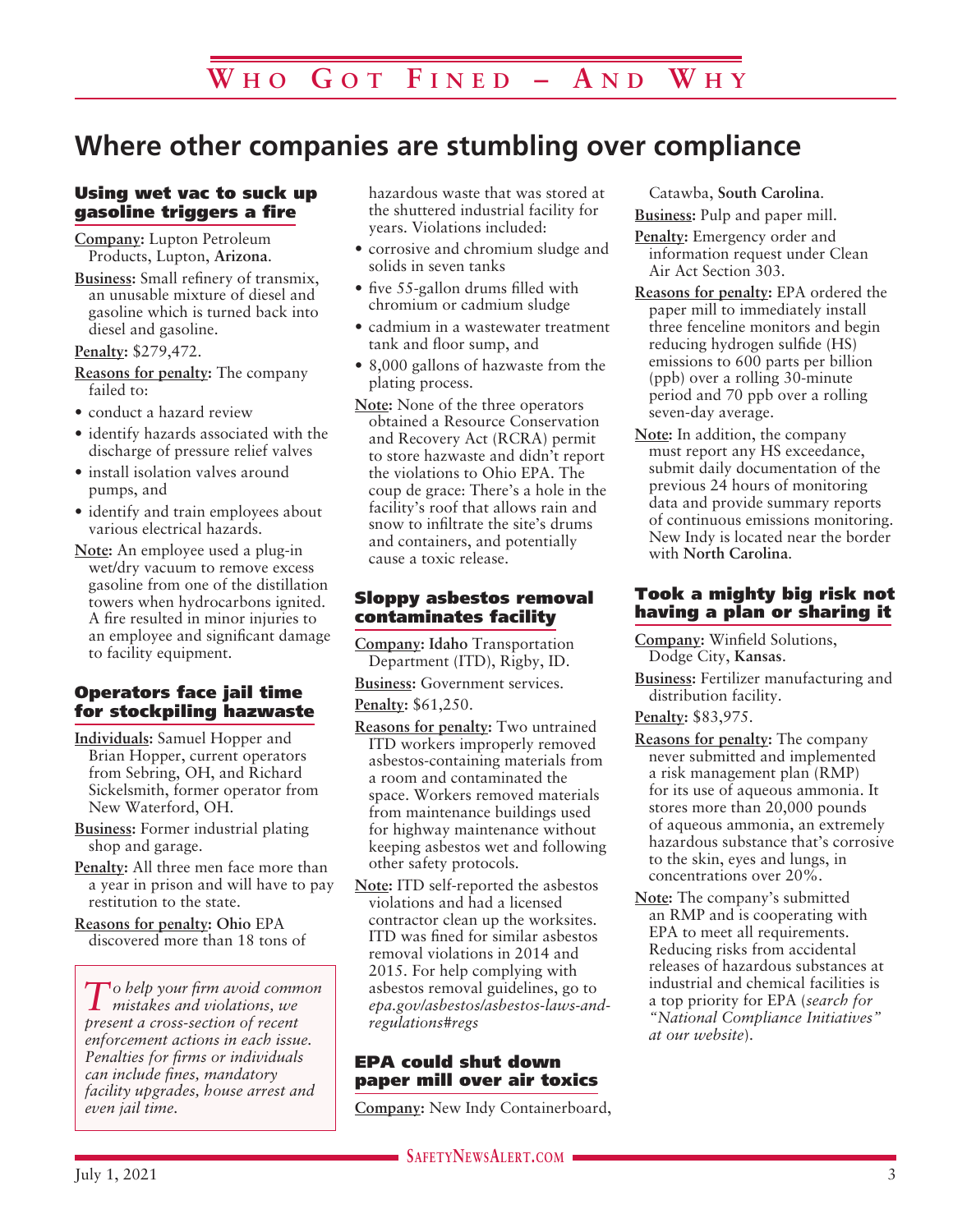# Who Got Fined – And Why

## Where other companies are stumbling over compliance

### Using wet vac to suck up gasoline triggers a fire

**Company:** Lupton Petroleum Products, Lupton, **Arizona**.

**Business:** Small refinery of transmix, an unusable mixture of diesel and gasoline which is turned back into diesel and gasoline.

**Penalty:** $279,472.

**Reasons for penalty:** The company failed to:

- conduct a hazard review
- identify hazards associated with the discharge of pressure relief valves
- install isolation valves around pumps, and
- identify and train employees about various electrical hazards.

**Note:** An employee used a plug-in wet/dry vacuum to remove excess gasoline from one of the distillation towers when hydrocarbons ignited. A fire resulted in minor injuries to an employee and significant damage to facility equipment.

### Operators face jail time for stockpiling hazwaste

**Individuals:** Samuel Hopper and Brian Hopper, current operators from Sebring, OH, and Richard Sickelsmith, former operator from New Waterford, OH.

**Business:** Former industrial plating shop and garage.

**Penalty:** All three men face more than a year in prison and will have to pay restitution to the state.

**Reasons for penalty:** **Ohio** EPA discovered more than 18 tons of hazardous waste that was stored at the shuttered industrial facility for years. Violations included:

- corrosive and chromium sludge and solids in seven tanks
- five 55-gallon drums filled with chromium or cadmium sludge
- cadmium in a wastewater treatment tank and floor sump, and
- 8,000 gallons of hazwaste from the plating process.

**Note:** None of the three operators obtained a Resource Conservation and Recovery Act (RCRA) permit to store hazwaste and didn't report the violations to Ohio EPA. The coup de grace: There's a hole in the facility's roof that allows rain and snow to infiltrate the site's drums and containers, and potentially cause a toxic release.

*To help your firm avoid common mistakes and violations, we present a cross-section of recent enforcement actions in each issue. Penalties for firms or individuals can include fines, mandatory facility upgrades, house arrest and even jail time.*

### Sloppy asbestos removal contaminates facility

**Company:** **Idaho** Transportation Department (ITD), Rigby, ID.

**Business:** Government services.

**Penalty:** $61,250.

**Reasons for penalty:** Two untrained ITD workers improperly removed asbestos-containing materials from a room and contaminated the space. Workers removed materials from maintenance buildings used for highway maintenance without keeping asbestos wet and following other safety protocols.

**Note:** ITD self-reported the asbestos violations and had a licensed contractor clean up the worksites. ITD was fined for similar asbestos removal violations in 2014 and 2015. For help complying with asbestos removal guidelines, go to *epa.gov/asbestos/asbestos-laws-and-regulations#regs*

### EPA could shut down paper mill over air toxics

**Company:** New Indy Containerboard, Catawba, **South Carolina**.

**Business:** Pulp and paper mill.

**Penalty:** Emergency order and information request under Clean Air Act Section 303.

**Reasons for penalty:** EPA ordered the paper mill to immediately install three fenceline monitors and begin reducing hydrogen sulfide (HS) emissions to 600 parts per billion (ppb) over a rolling 30-minute period and 70 ppb over a rolling seven-day average.

**Note:** In addition, the company must report any HS exceedance, submit daily documentation of the previous 24 hours of monitoring data and provide summary reports of continuous emissions monitoring. New Indy is located near the border with **North Carolina**.

### Took a mighty big risk not having a plan or sharing it

**Company:** Winfield Solutions, Dodge City, **Kansas**.

**Business:** Fertilizer manufacturing and distribution facility.

**Penalty:** $83,975.

**Reasons for penalty:** The company never submitted and implemented a risk management plan (RMP) for its use of aqueous ammonia. It stores more than 20,000 pounds of aqueous ammonia, an extremely hazardous substance that's corrosive to the skin, eyes and lungs, in concentrations over 20%.

**Note:** The company's submitted an RMP and is cooperating with EPA to meet all requirements. Reducing risks from accidental releases of hazardous substances at industrial and chemical facilities is a top priority for EPA (*search for "National Compliance Initiatives" at our website*).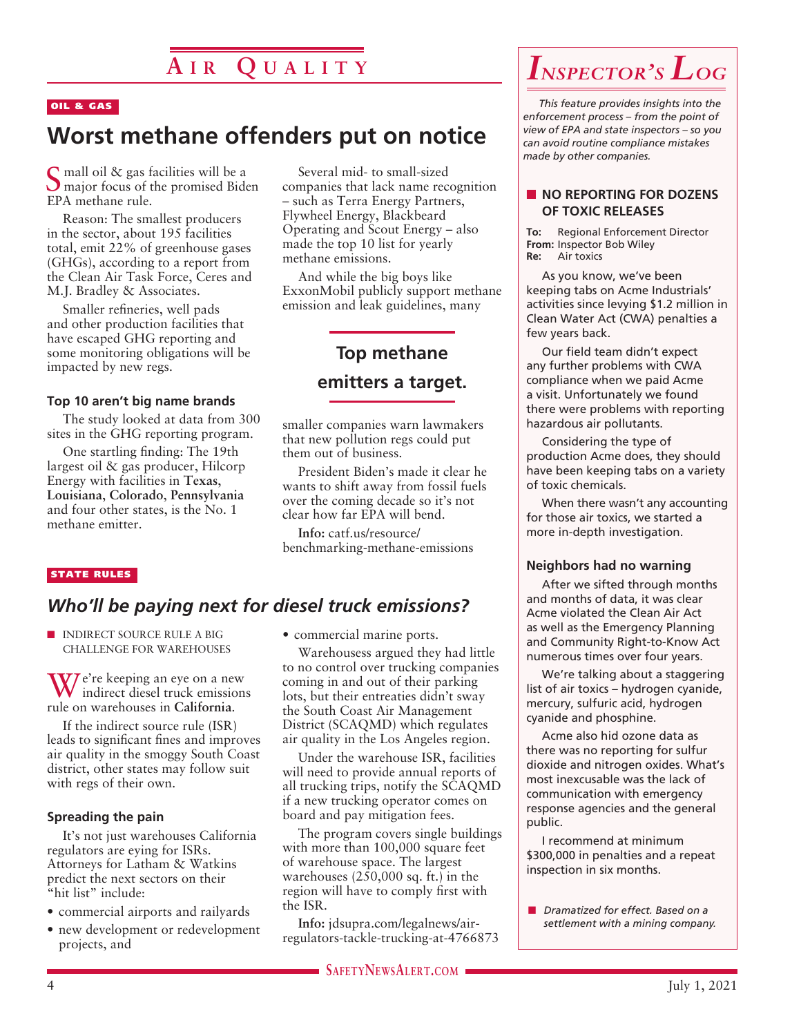# Air Quality

OIL & GAS

## Worst methane offenders put on notice

Small oil & gas facilities will be a major focus of the promised Biden EPA methane rule.

Reason: The smallest producers in the sector, about 195 facilities total, emit 22% of greenhouse gases (GHGs), according to a report from the Clean Air Task Force, Ceres and M.J. Bradley & Associates.

Smaller refineries, well pads and other production facilities that have escaped GHG reporting and some monitoring obligations will be impacted by new regs.

### Top 10 aren't big name brands

The study looked at data from 300 sites in the GHG reporting program.

One startling finding: The 19th largest oil & gas producer, Hilcorp Energy with facilities in **Texas**, **Louisiana**, **Colorado**, **Pennsylvania** and four other states, is the No. 1 methane emitter.

Several mid- to small-sized companies that lack name recognition – such as Terra Energy Partners, Flywheel Energy, Blackbeard Operating and Scout Energy – also made the top 10 list for yearly methane emissions.

And while the big boys like ExxonMobil publicly support methane emission and leak guidelines, many smaller companies warn lawmakers that new pollution regs could put them out of business.

**Top methane emitters a target.**

President Biden's made it clear he wants to shift away from fossil fuels over the coming decade so it's not clear how far EPA will bend.

**Info:** catf.us/resource/benchmarking-methane-emissions

STATE RULES

## *Who'll be paying next for diesel truck emissions?*

- INDIRECT SOURCE RULE A BIG CHALLENGE FOR WAREHOUSES

We're keeping an eye on a new indirect diesel truck emissions rule on warehouses in **California**.

If the indirect source rule (ISR) leads to significant fines and improves air quality in the smoggy South Coast district, other states may follow suit with regs of their own.

### Spreading the pain

It's not just warehouses California regulators are eying for ISRs. Attorneys for Latham & Watkins predict the next sectors on their "hit list" include:

- commercial airports and railyards
- new development or redevelopment projects, and
- commercial marine ports.

Warehousess argued they had little to no control over trucking companies coming in and out of their parking lots, but their entreaties didn't sway the South Coast Air Management District (SCAQMD) which regulates air quality in the Los Angeles region.

Under the warehouse ISR, facilities will need to provide annual reports of all trucking trips, notify the SCAQMD if a new trucking operator comes on board and pay mitigation fees.

The program covers single buildings with more than 100,000 square feet of warehouse space. The largest warehouses (250,000 sq. ft.) in the region will have to comply first with the ISR.

**Info:** jdsupra.com/legalnews/air-regulators-tackle-trucking-at-4766873

# *Inspector's Log*

*This feature provides insights into the enforcement process – from the point of view of EPA and state inspectors – so you can avoid routine compliance mistakes made by other companies.*

### NO REPORTING FOR DOZENS OF TOXIC RELEASES

**To:** Regional Enforcement Director
**From:** Inspector Bob Wiley
**Re:** Air toxics

As you know, we've been keeping tabs on Acme Industrials' activities since levying $1.2 million in Clean Water Act (CWA) penalties a few years back.

Our field team didn't expect any further problems with CWA compliance when we paid Acme a visit. Unfortunately we found there were problems with reporting hazardous air pollutants.

Considering the type of production Acme does, they should have been keeping tabs on a variety of toxic chemicals.

When there wasn't any accounting for those air toxics, we started a more in-depth investigation.

### Neighbors had no warning

After we sifted through months and months of data, it was clear Acme violated the Clean Air Act as well as the Emergency Planning and Community Right-to-Know Act numerous times over four years.

We're talking about a staggering list of air toxics – hydrogen cyanide, mercury, sulfuric acid, hydrogen cyanide and phosphine.

Acme also hid ozone data as there was no reporting for sulfur dioxide and nitrogen oxides. What's most inexcusable was the lack of communication with emergency response agencies and the general public.

I recommend at minimum $300,000 in penalties and a repeat inspection in six months.

- *Dramatized for effect. Based on a settlement with a mining company.*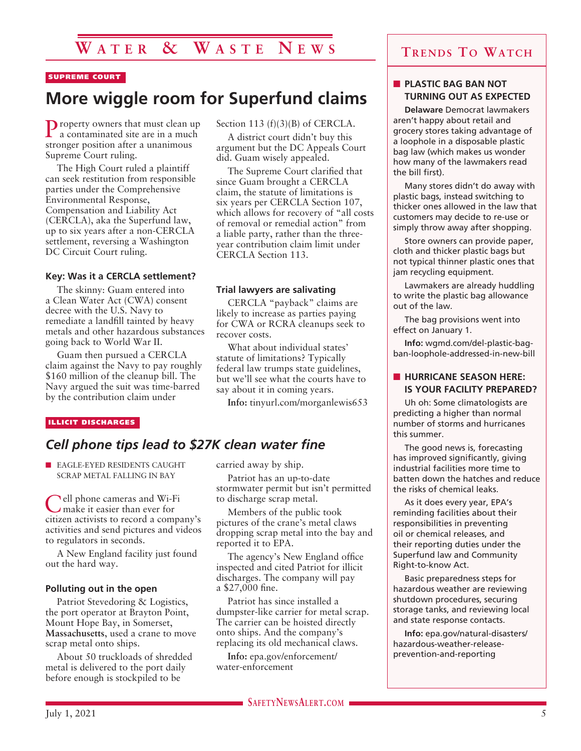# Water & Waste News

SUPREME COURT

## More wiggle room for Superfund claims

Property owners that must clean up a contaminated site are in a much stronger position after a unanimous Supreme Court ruling.

The High Court ruled a plaintiff can seek restitution from responsible parties under the Comprehensive Environmental Response, Compensation and Liability Act (CERCLA), aka the Superfund law, up to six years after a non-CERCLA settlement, reversing a Washington DC Circuit Court ruling.

### Key: Was it a CERCLA settlement?

The skinny: Guam entered into a Clean Water Act (CWA) consent decree with the U.S. Navy to remediate a landfill tainted by heavy metals and other hazardous substances going back to World War II.

Guam then pursued a CERCLA claim against the Navy to pay roughly $160 million of the cleanup bill. The Navy argued the suit was time-barred by the contribution claim under Section 113 (f)(3)(B) of CERCLA.

A district court didn't buy this argument but the DC Appeals Court did. Guam wisely appealed.

The Supreme Court clarified that since Guam brought a CERCLA claim, the statute of limitations is six years per CERCLA Section 107, which allows for recovery of "all costs of removal or remedial action" from a liable party, rather than the three-year contribution claim limit under CERCLA Section 113.

### Trial lawyers are salivating

CERCLA "payback" claims are likely to increase as parties paying for CWA or RCRA cleanups seek to recover costs.

What about individual states' statute of limitations? Typically federal law trumps state guidelines, but we'll see what the courts have to say about it in coming years.

**Info:** tinyurl.com/morganlewis653

ILLICIT DISCHARGES

## *Cell phone tips lead to $27K clean water fine*

- EAGLE-EYED RESIDENTS CAUGHT SCRAP METAL FALLING IN BAY

Cell phone cameras and Wi-Fi make it easier than ever for citizen activists to record a company's activities and send pictures and videos to regulators in seconds.

A New England facility just found out the hard way.

### Polluting out in the open

Patriot Stevedoring & Logistics, the port operator at Brayton Point, Mount Hope Bay, in Somerset, **Massachusetts**, used a crane to move scrap metal onto ships.

About 50 truckloads of shredded metal is delivered to the port daily before enough is stockpiled to be carried away by ship.

Patriot has an up-to-date stormwater permit but isn't permitted to discharge scrap metal.

Members of the public took pictures of the crane's metal claws dropping scrap metal into the bay and reported it to EPA.

The agency's New England office inspected and cited Patriot for illicit discharges. The company will pay a $27,000 fine.

Patriot has since installed a dumpster-like carrier for metal scrap. The carrier can be hoisted directly onto ships. And the company's replacing its old mechanical claws.

**Info:** epa.gov/enforcement/water-enforcement

## Trends To Watch

### PLASTIC BAG BAN NOT TURNING OUT AS EXPECTED

**Delaware** Democrat lawmakers aren't happy about retail and grocery stores taking advantage of a loophole in a disposable plastic bag law (which makes us wonder how many of the lawmakers read the bill first).

Many stores didn't do away with plastic bags, instead switching to thicker ones allowed in the law that customers may decide to re-use or simply throw away after shopping.

Store owners can provide paper, cloth and thicker plastic bags but not typical thinner plastic ones that jam recycling equipment.

Lawmakers are already huddling to write the plastic bag allowance out of the law.

The bag provisions went into effect on January 1.

**Info:** wgmd.com/del-plastic-bag-ban-loophole-addressed-in-new-bill

### HURRICANE SEASON HERE: IS YOUR FACILITY PREPARED?

Uh oh: Some climatologists are predicting a higher than normal number of storms and hurricanes this summer.

The good news is, forecasting has improved significantly, giving industrial facilities more time to batten down the hatches and reduce the risks of chemical leaks.

As it does every year, EPA's reminding facilities about their responsibilities in preventing oil or chemical releases, and their reporting duties under the Superfund law and Community Right-to-know Act.

Basic preparedness steps for hazardous weather are reviewing shutdown procedures, securing storage tanks, and reviewing local and state response contacts.

**Info:** epa.gov/natural-disasters/hazardous-weather-release-prevention-and-reporting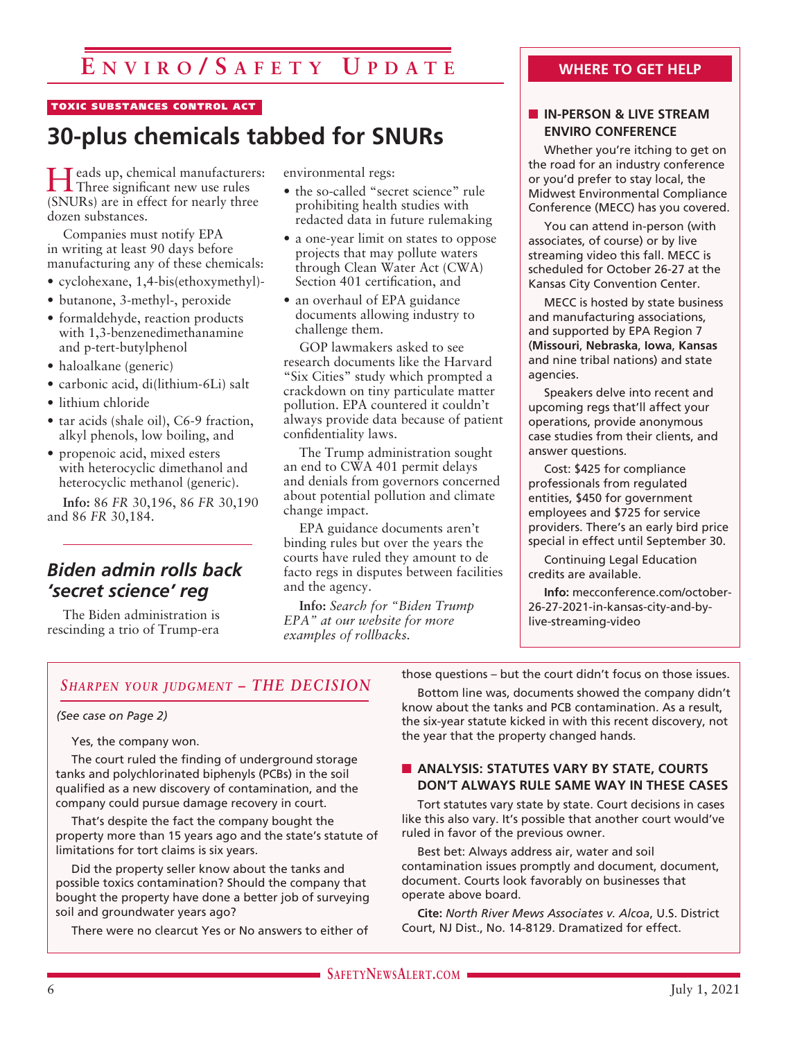# Enviro/Safety Update

TOXIC SUBSTANCES CONTROL ACT

## 30-plus chemicals tabbed for SNURs

Heads up, chemical manufacturers: Three significant new use rules (SNURs) are in effect for nearly three dozen substances.

Companies must notify EPA in writing at least 90 days before manufacturing any of these chemicals:

- cyclohexane, 1,4-bis(ethoxymethyl)-
- butanone, 3-methyl-, peroxide
- formaldehyde, reaction products with 1,3-benzenedimethanamine and p-tert-butylphenol
- haloalkane (generic)
- carbonic acid, di(lithium-6Li) salt
- lithium chloride
- tar acids (shale oil), C6-9 fraction, alkyl phenols, low boiling, and
- propenoic acid, mixed esters with heterocyclic dimethanol and heterocyclic methanol (generic).

**Info:** 86 *FR* 30,196, 86 *FR* 30,190 and 86 *FR* 30,184.

## *Biden admin rolls back 'secret science' reg*

The Biden administration is rescinding a trio of Trump-era environmental regs:

- the so-called "secret science" rule prohibiting health studies with redacted data in future rulemaking
- a one-year limit on states to oppose projects that may pollute waters through Clean Water Act (CWA) Section 401 certification, and
- an overhaul of EPA guidance documents allowing industry to challenge them.

GOP lawmakers asked to see research documents like the Harvard "Six Cities" study which prompted a crackdown on tiny particulate matter pollution. EPA countered it couldn't always provide data because of patient confidentiality laws.

The Trump administration sought an end to CWA 401 permit delays and denials from governors concerned about potential pollution and climate change impact.

EPA guidance documents aren't binding rules but over the years the courts have ruled they amount to de facto regs in disputes between facilities and the agency.

**Info:** *Search for "Biden Trump EPA" at our website for more examples of rollbacks.*

## WHERE TO GET HELP

### IN-PERSON & LIVE STREAM ENVIRO CONFERENCE

Whether you're itching to get on the road for an industry conference or you'd prefer to stay local, the Midwest Environmental Compliance Conference (MECC) has you covered.

You can attend in-person (with associates, of course) or by live streaming video this fall. MECC is scheduled for October 26-27 at the Kansas City Convention Center.

MECC is hosted by state business and manufacturing associations, and supported by EPA Region 7 (**Missouri, Nebraska, Iowa, Kansas** and nine tribal nations) and state agencies.

Speakers delve into recent and upcoming regs that'll affect your operations, provide anonymous case studies from their clients, and answer questions.

Cost: $425 for compliance professionals from regulated entities, $450 for government employees and $725 for service providers. There's an early bird price special in effect until September 30.

Continuing Legal Education credits are available.

**Info:** mecconference.com/october-26-27-2021-in-kansas-city-and-by-live-streaming-video

## *Sharpen your judgment – THE DECISION*

*(See case on Page 2)*

Yes, the company won.

The court ruled the finding of underground storage tanks and polychlorinated biphenyls (PCBs) in the soil qualified as a new discovery of contamination, and the company could pursue damage recovery in court.

That's despite the fact the company bought the property more than 15 years ago and the state's statute of limitations for tort claims is six years.

Did the property seller know about the tanks and possible toxics contamination? Should the company that bought the property have done a better job of surveying soil and groundwater years ago?

There were no clearcut Yes or No answers to either of those questions – but the court didn't focus on those issues.

Bottom line was, documents showed the company didn't know about the tanks and PCB contamination. As a result, the six-year statute kicked in with this recent discovery, not the year that the property changed hands.

### ANALYSIS: STATUTES VARY BY STATE, COURTS DON'T ALWAYS RULE SAME WAY IN THESE CASES

Tort statutes vary state by state. Court decisions in cases like this also vary. It's possible that another court would've ruled in favor of the previous owner.

Best bet: Always address air, water and soil contamination issues promptly and document, document, document. Courts look favorably on businesses that operate above board.

**Cite:** *North River Mews Associates v. Alcoa*, U.S. District Court, NJ Dist., No. 14-8129. Dramatized for effect.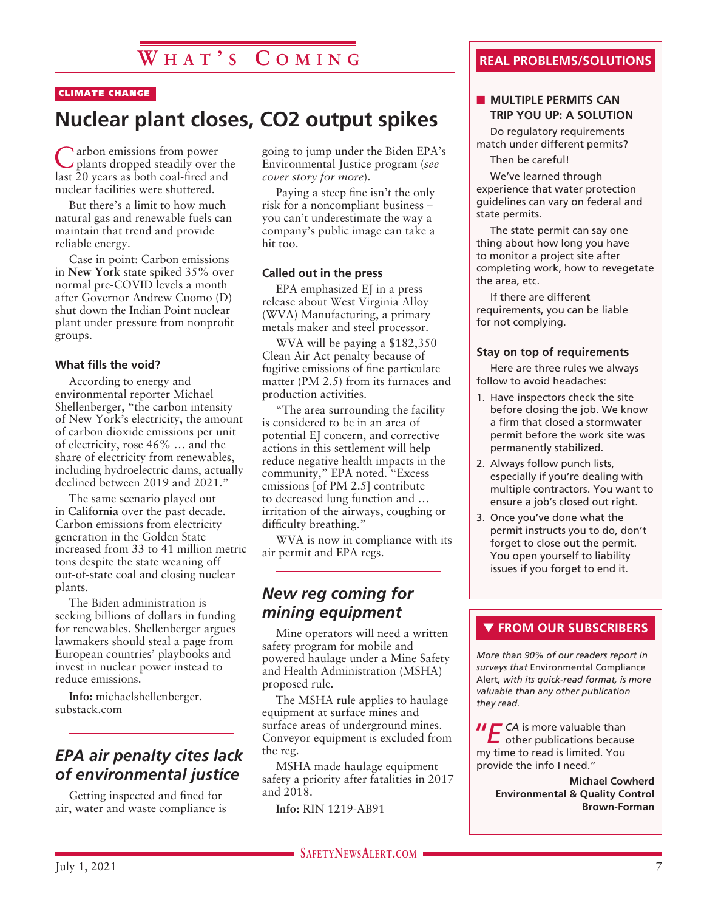# What's Coming

CLIMATE CHANGE

## Nuclear plant closes, CO2 output spikes

Carbon emissions from power plants dropped steadily over the last 20 years as both coal-fired and nuclear facilities were shuttered.

But there's a limit to how much natural gas and renewable fuels can maintain that trend and provide reliable energy.

Case in point: Carbon emissions in **New York** state spiked 35% over normal pre-COVID levels a month after Governor Andrew Cuomo (D) shut down the Indian Point nuclear plant under pressure from nonprofit groups.

### What fills the void?

According to energy and environmental reporter Michael Shellenberger, "the carbon intensity of New York's electricity, the amount of carbon dioxide emissions per unit of electricity, rose 46% … and the share of electricity from renewables, including hydroelectric dams, actually declined between 2019 and 2021."

The same scenario played out in **California** over the past decade. Carbon emissions from electricity generation in the Golden State increased from 33 to 41 million metric tons despite the state weaning off out-of-state coal and closing nuclear plants.

The Biden administration is seeking billions of dollars in funding for renewables. Shellenberger argues lawmakers should steal a page from European countries' playbooks and invest in nuclear power instead to reduce emissions.

**Info:** michaelshellenberger.substack.com

## *EPA air penalty cites lack of environmental justice*

Getting inspected and fined for air, water and waste compliance is going to jump under the Biden EPA's Environmental Justice program (*see cover story for more*).

Paying a steep fine isn't the only risk for a noncompliant business – you can't underestimate the way a company's public image can take a hit too.

### Called out in the press

EPA emphasized EJ in a press release about West Virginia Alloy (WVA) Manufacturing, a primary metals maker and steel processor.

WVA will be paying a $182,350 Clean Air Act penalty because of fugitive emissions of fine particulate matter (PM 2.5) from its furnaces and production activities.

"The area surrounding the facility is considered to be in an area of potential EJ concern, and corrective actions in this settlement will help reduce negative health impacts in the community," EPA noted. "Excess emissions [of PM 2.5] contribute to decreased lung function and … irritation of the airways, coughing or difficulty breathing."

WVA is now in compliance with its air permit and EPA regs.

## *New reg coming for mining equipment*

Mine operators will need a written safety program for mobile and powered haulage under a Mine Safety and Health Administration (MSHA) proposed rule.

The MSHA rule applies to haulage equipment at surface mines and surface areas of underground mines. Conveyor equipment is excluded from the reg.

MSHA made haulage equipment safety a priority after fatalities in 2017 and 2018.

**Info:** RIN 1219-AB91

## REAL PROBLEMS/SOLUTIONS

### MULTIPLE PERMITS CAN TRIP YOU UP: A SOLUTION

Do regulatory requirements match under different permits?

Then be careful!

We've learned through experience that water protection guidelines can vary on federal and state permits.

The state permit can say one thing about how long you have to monitor a project site after completing work, how to revegetate the area, etc.

If there are different requirements, you can be liable for not complying.

### Stay on top of requirements

Here are three rules we always follow to avoid headaches:

1. Have inspectors check the site before closing the job. We know a firm that closed a stormwater permit before the work site was permanently stabilized.
2. Always follow punch lists, especially if you're dealing with multiple contractors. You want to ensure a job's closed out right.
3. Once you've done what the permit instructs you to do, don't forget to close out the permit. You open yourself to liability issues if you forget to end it.

## ▼ FROM OUR SUBSCRIBERS

*More than 90% of our readers report in surveys that* Environmental Compliance Alert, *with its quick-read format, is more valuable than any other publication they read.*

"*ECA* is more valuable than other publications because my time to read is limited. You provide the info I need."

**Michael Cowherd**
**Environmental & Quality Control**
**Brown-Forman**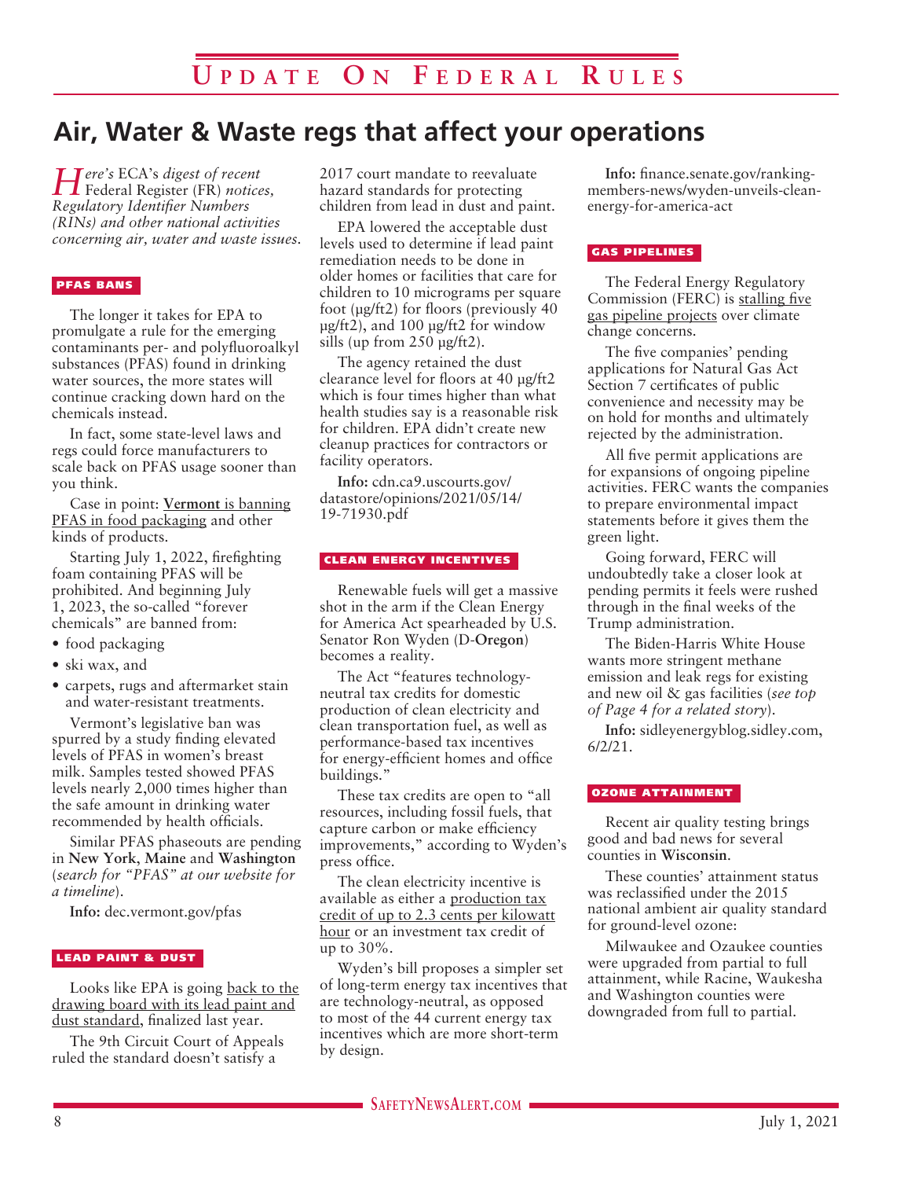# Update On Federal Rules

## Air, Water & Waste regs that affect your operations

*Here's* ECA's *digest of recent* Federal Register (FR) *notices, Regulatory Identifier Numbers (RINs) and other national activities concerning air, water and waste issues.*

### PFAS BANS

The longer it takes for EPA to promulgate a rule for the emerging contaminants per- and polyfluoroalkyl substances (PFAS) found in drinking water sources, the more states will continue cracking down hard on the chemicals instead.

In fact, some state-level laws and regs could force manufacturers to scale back on PFAS usage sooner than you think.

Case in point: **Vermont** is banning PFAS in food packaging and other kinds of products.

Starting July 1, 2022, firefighting foam containing PFAS will be prohibited. And beginning July 1, 2023, the so-called "forever chemicals" are banned from:

- food packaging
- ski wax, and
- carpets, rugs and aftermarket stain and water-resistant treatments.

Vermont's legislative ban was spurred by a study finding elevated levels of PFAS in women's breast milk. Samples tested showed PFAS levels nearly 2,000 times higher than the safe amount in drinking water recommended by health officials.

Similar PFAS phaseouts are pending in **New York**, **Maine** and **Washington** (*search for "PFAS" at our website for a timeline*).

**Info:** dec.vermont.gov/pfas

### LEAD PAINT & DUST

Looks like EPA is going back to the drawing board with its lead paint and dust standard, finalized last year.

The 9th Circuit Court of Appeals ruled the standard doesn't satisfy a 2017 court mandate to reevaluate hazard standards for protecting children from lead in dust and paint.

EPA lowered the acceptable dust levels used to determine if lead paint remediation needs to be done in older homes or facilities that care for children to 10 micrograms per square foot (µg/ft2) for floors (previously 40 µg/ft2), and 100 µg/ft2 for window sills (up from 250 µg/ft2).

The agency retained the dust clearance level for floors at 40 µg/ft2 which is four times higher than what health studies say is a reasonable risk for children. EPA didn't create new cleanup practices for contractors or facility operators.

**Info:** cdn.ca9.uscourts.gov/datastore/opinions/2021/05/14/19-71930.pdf

### CLEAN ENERGY INCENTIVES

Renewable fuels will get a massive shot in the arm if the Clean Energy for America Act spearheaded by U.S. Senator Ron Wyden (D-**Oregon**) becomes a reality.

The Act "features technology-neutral tax credits for domestic production of clean electricity and clean transportation fuel, as well as performance-based tax incentives for energy-efficient homes and office buildings."

These tax credits are open to "all resources, including fossil fuels, that capture carbon or make efficiency improvements," according to Wyden's press office.

The clean electricity incentive is available as either a production tax credit of up to 2.3 cents per kilowatt hour or an investment tax credit of up to 30%.

Wyden's bill proposes a simpler set of long-term energy tax incentives that are technology-neutral, as opposed to most of the 44 current energy tax incentives which are more short-term by design.

**Info:** finance.senate.gov/ranking-members-news/wyden-unveils-clean-energy-for-america-act

### GAS PIPELINES

The Federal Energy Regulatory Commission (FERC) is stalling five gas pipeline projects over climate change concerns.

The five companies' pending applications for Natural Gas Act Section 7 certificates of public convenience and necessity may be on hold for months and ultimately rejected by the administration.

All five permit applications are for expansions of ongoing pipeline activities. FERC wants the companies to prepare environmental impact statements before it gives them the green light.

Going forward, FERC will undoubtedly take a closer look at pending permits it feels were rushed through in the final weeks of the Trump administration.

The Biden-Harris White House wants more stringent methane emission and leak regs for existing and new oil & gas facilities (*see top of Page 4 for a related story*).

**Info:** sidleyenergyblog.sidley.com, 6/2/21.

### OZONE ATTAINMENT

Recent air quality testing brings good and bad news for several counties in **Wisconsin**.

These counties' attainment status was reclassified under the 2015 national ambient air quality standard for ground-level ozone:

Milwaukee and Ozaukee counties were upgraded from partial to full attainment, while Racine, Waukesha and Washington counties were downgraded from full to partial.